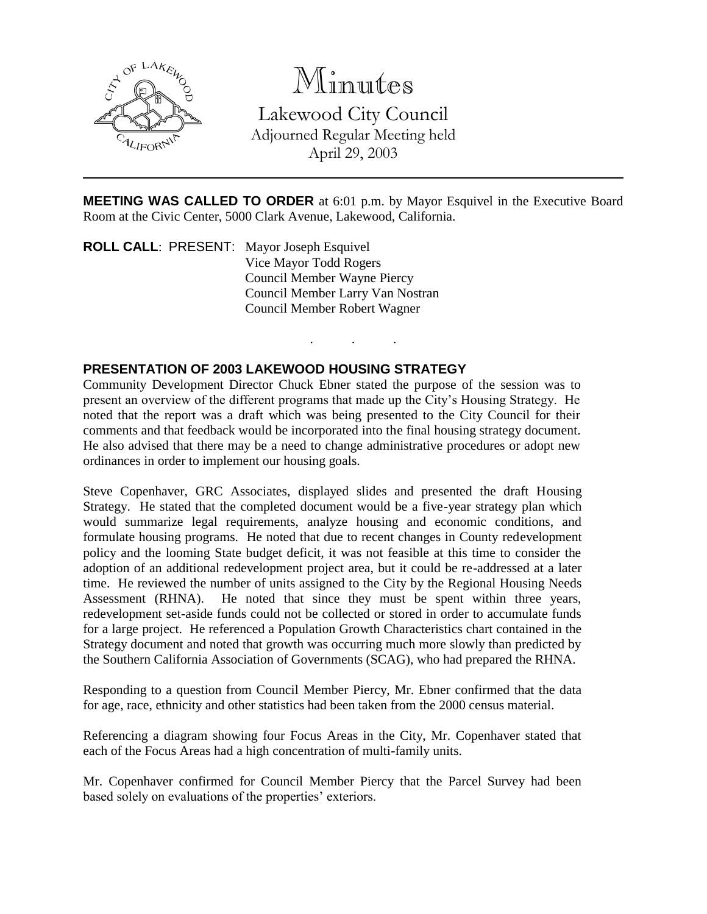# Minutes

## Lakewood City Council

Adjourned Regular Meeting held
April 29, 2003

---

**MEETING WAS CALLED TO ORDER** at 6:01 p.m. by Mayor Esquivel in the Executive Board Room at the Civic Center, 5000 Clark Avenue, Lakewood, California.

**ROLL CALL**: PRESENT: Mayor Joseph Esquivel
Vice Mayor Todd Rogers
Council Member Wayne Piercy
Council Member Larry Van Nostran
Council Member Robert Wagner

. . .

**PRESENTATION OF 2003 LAKEWOOD HOUSING STRATEGY**

Community Development Director Chuck Ebner stated the purpose of the session was to present an overview of the different programs that made up the City's Housing Strategy. He noted that the report was a draft which was being presented to the City Council for their comments and that feedback would be incorporated into the final housing strategy document. He also advised that there may be a need to change administrative procedures or adopt new ordinances in order to implement our housing goals.

Steve Copenhaver, GRC Associates, displayed slides and presented the draft Housing Strategy. He stated that the completed document would be a five-year strategy plan which would summarize legal requirements, analyze housing and economic conditions, and formulate housing programs. He noted that due to recent changes in County redevelopment policy and the looming State budget deficit, it was not feasible at this time to consider the adoption of an additional redevelopment project area, but it could be re-addressed at a later time. He reviewed the number of units assigned to the City by the Regional Housing Needs Assessment (RHNA). He noted that since they must be spent within three years, redevelopment set-aside funds could not be collected or stored in order to accumulate funds for a large project. He referenced a Population Growth Characteristics chart contained in the Strategy document and noted that growth was occurring much more slowly than predicted by the Southern California Association of Governments (SCAG), who had prepared the RHNA.

Responding to a question from Council Member Piercy, Mr. Ebner confirmed that the data for age, race, ethnicity and other statistics had been taken from the 2000 census material.

Referencing a diagram showing four Focus Areas in the City, Mr. Copenhaver stated that each of the Focus Areas had a high concentration of multi-family units.

Mr. Copenhaver confirmed for Council Member Piercy that the Parcel Survey had been based solely on evaluations of the properties' exteriors.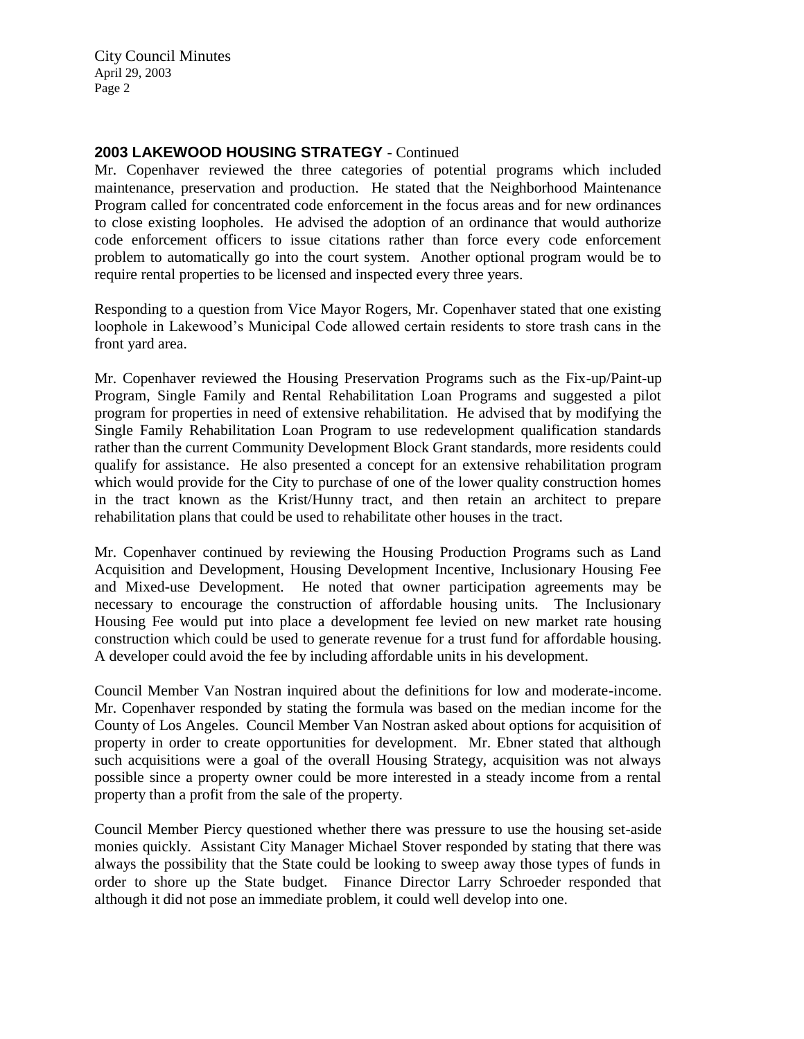## **2003 LAKEWOOD HOUSING STRATEGY** - Continued

Mr. Copenhaver reviewed the three categories of potential programs which included maintenance, preservation and production. He stated that the Neighborhood Maintenance Program called for concentrated code enforcement in the focus areas and for new ordinances to close existing loopholes. He advised the adoption of an ordinance that would authorize code enforcement officers to issue citations rather than force every code enforcement problem to automatically go into the court system. Another optional program would be to require rental properties to be licensed and inspected every three years.

Responding to a question from Vice Mayor Rogers, Mr. Copenhaver stated that one existing loophole in Lakewood's Municipal Code allowed certain residents to store trash cans in the front yard area.

Mr. Copenhaver reviewed the Housing Preservation Programs such as the Fix-up/Paint-up Program, Single Family and Rental Rehabilitation Loan Programs and suggested a pilot program for properties in need of extensive rehabilitation. He advised that by modifying the Single Family Rehabilitation Loan Program to use redevelopment qualification standards rather than the current Community Development Block Grant standards, more residents could qualify for assistance. He also presented a concept for an extensive rehabilitation program which would provide for the City to purchase of one of the lower quality construction homes in the tract known as the Krist/Hunny tract, and then retain an architect to prepare rehabilitation plans that could be used to rehabilitate other houses in the tract.

Mr. Copenhaver continued by reviewing the Housing Production Programs such as Land Acquisition and Development, Housing Development Incentive, Inclusionary Housing Fee and Mixed-use Development. He noted that owner participation agreements may be necessary to encourage the construction of affordable housing units. The Inclusionary Housing Fee would put into place a development fee levied on new market rate housing construction which could be used to generate revenue for a trust fund for affordable housing. A developer could avoid the fee by including affordable units in his development.

Council Member Van Nostran inquired about the definitions for low and moderate-income. Mr. Copenhaver responded by stating the formula was based on the median income for the County of Los Angeles. Council Member Van Nostran asked about options for acquisition of property in order to create opportunities for development. Mr. Ebner stated that although such acquisitions were a goal of the overall Housing Strategy, acquisition was not always possible since a property owner could be more interested in a steady income from a rental property than a profit from the sale of the property.

Council Member Piercy questioned whether there was pressure to use the housing set-aside monies quickly. Assistant City Manager Michael Stover responded by stating that there was always the possibility that the State could be looking to sweep away those types of funds in order to shore up the State budget. Finance Director Larry Schroeder responded that although it did not pose an immediate problem, it could well develop into one.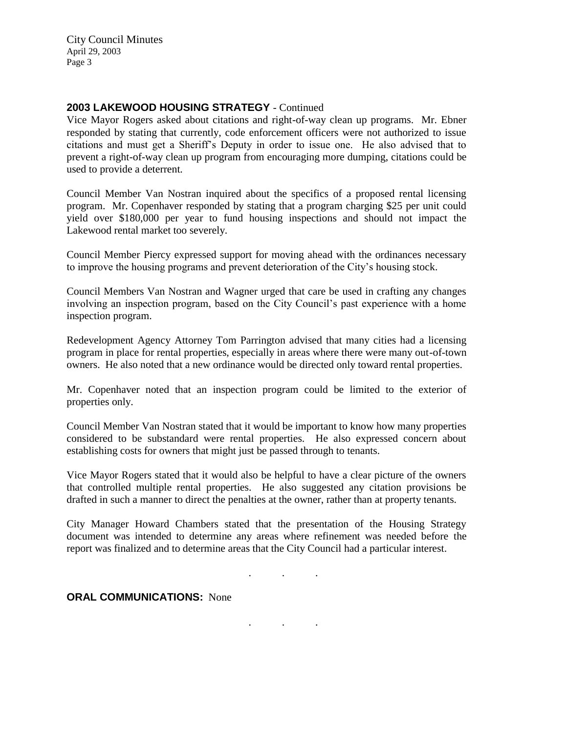**2003 LAKEWOOD HOUSING STRATEGY** - Continued

Vice Mayor Rogers asked about citations and right-of-way clean up programs. Mr. Ebner responded by stating that currently, code enforcement officers were not authorized to issue citations and must get a Sheriff's Deputy in order to issue one. He also advised that to prevent a right-of-way clean up program from encouraging more dumping, citations could be used to provide a deterrent.

Council Member Van Nostran inquired about the specifics of a proposed rental licensing program. Mr. Copenhaver responded by stating that a program charging $25 per unit could yield over $180,000 per year to fund housing inspections and should not impact the Lakewood rental market too severely.

Council Member Piercy expressed support for moving ahead with the ordinances necessary to improve the housing programs and prevent deterioration of the City's housing stock.

Council Members Van Nostran and Wagner urged that care be used in crafting any changes involving an inspection program, based on the City Council's past experience with a home inspection program.

Redevelopment Agency Attorney Tom Parrington advised that many cities had a licensing program in place for rental properties, especially in areas where there were many out-of-town owners. He also noted that a new ordinance would be directed only toward rental properties.

Mr. Copenhaver noted that an inspection program could be limited to the exterior of properties only.

Council Member Van Nostran stated that it would be important to know how many properties considered to be substandard were rental properties. He also expressed concern about establishing costs for owners that might just be passed through to tenants.

Vice Mayor Rogers stated that it would also be helpful to have a clear picture of the owners that controlled multiple rental properties. He also suggested any citation provisions be drafted in such a manner to direct the penalties at the owner, rather than at property tenants.

City Manager Howard Chambers stated that the presentation of the Housing Strategy document was intended to determine any areas where refinement was needed before the report was finalized and to determine areas that the City Council had a particular interest.

. . .

**ORAL COMMUNICATIONS:** None

. . .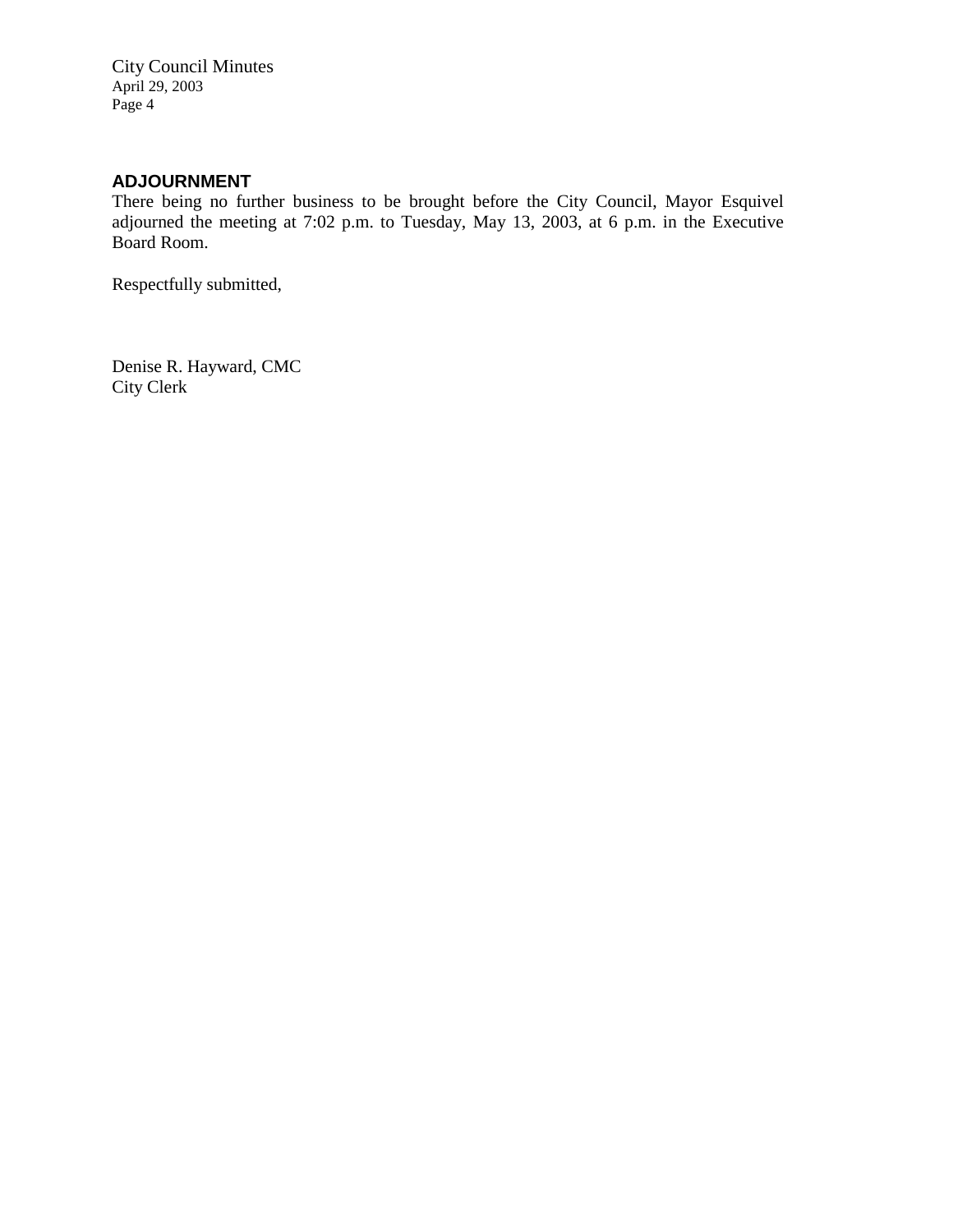## ADJOURNMENT

There being no further business to be brought before the City Council, Mayor Esquivel adjourned the meeting at 7:02 p.m. to Tuesday, May 13, 2003, at 6 p.m. in the Executive Board Room.

Respectfully submitted,

Denise R. Hayward, CMC
City Clerk